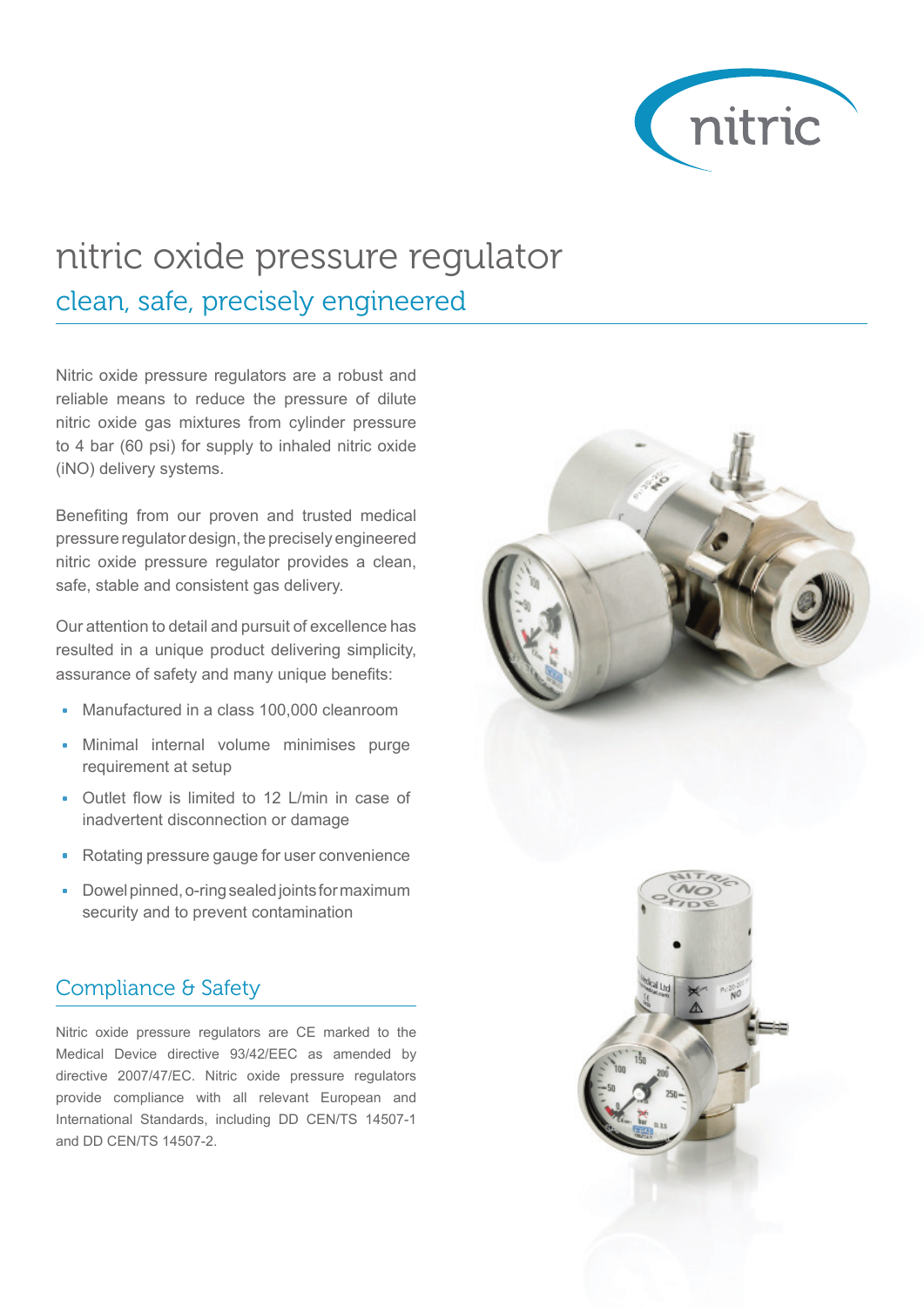nitric

# nitric oxide pressure regulator

## clean, safe, precisely engineered

Nitric oxide pressure regulators are a robust and reliable means to reduce the pressure of dilute nitric oxide gas mixtures from cylinder pressure to 4 bar (60 psi) for supply to inhaled nitric oxide (iNO) delivery systems.

Benefiting from our proven and trusted medical pressure regulator design, the precisely engineered nitric oxide pressure regulator provides a clean, safe, stable and consistent gas delivery.

Our attention to detail and pursuit of excellence has resulted in a unique product delivering simplicity, assurance of safety and many unique benefits:

- Manufactured in a class 100,000 cleanroom
- Minimal internal volume minimises purge requirement at setup
- Outlet flow is limited to 12 L/min in case of inadvertent disconnection or damage
- Rotating pressure gauge for user convenience
- Dowel pinned, o-ring sealed joints for maximum security and to prevent contamination

## Compliance & Safety

Nitric oxide pressure regulators are CE marked to the Medical Device directive 93/42/EEC as amended by directive 2007/47/EC. Nitric oxide pressure regulators provide compliance with all relevant European and International Standards, including DD CEN/TS 14507-1 and DD CEN/TS 14507-2.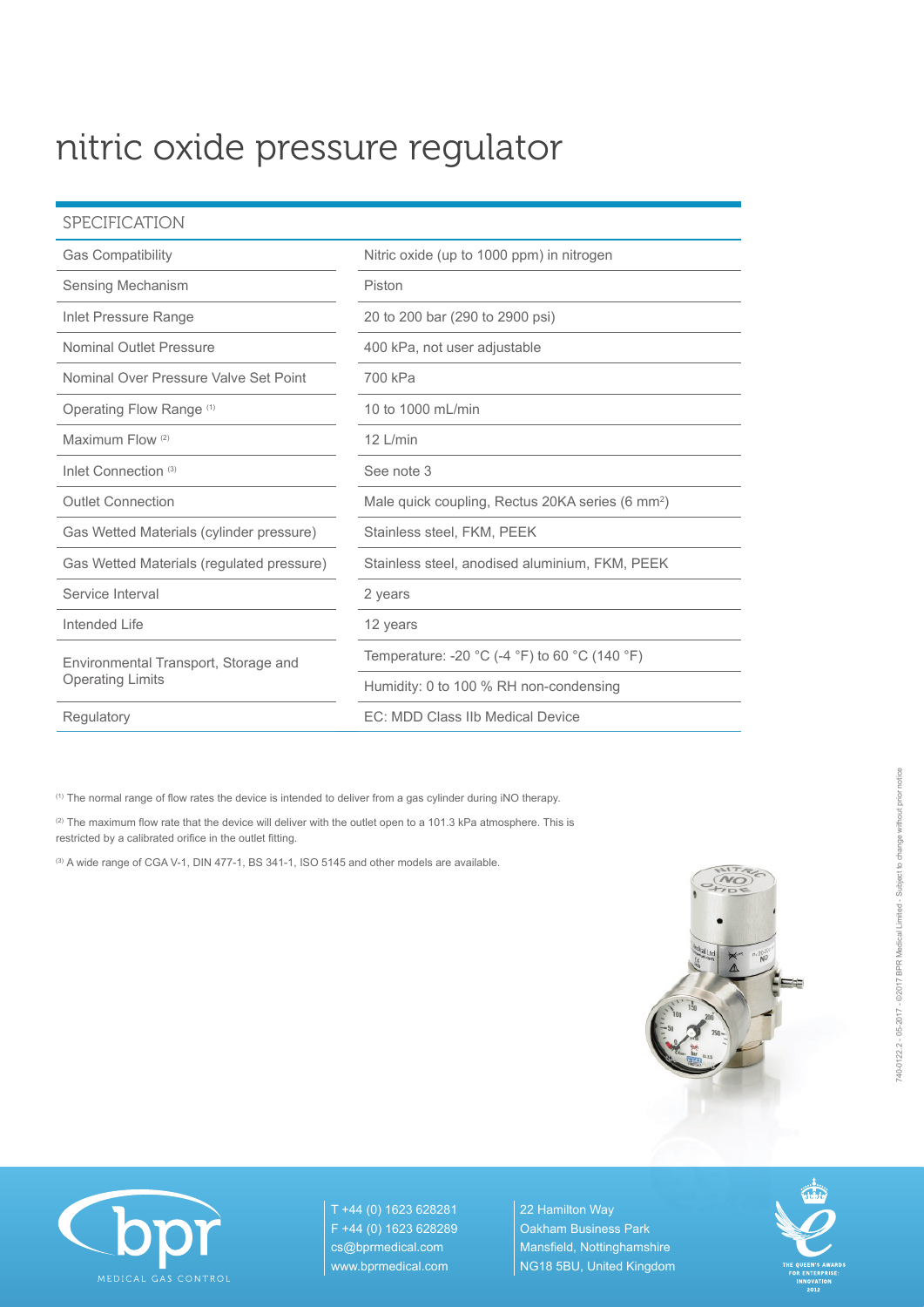# nitric oxide pressure regulator

| SPECIFICATION | |
|---|---|
| Gas Compatibility | Nitric oxide (up to 1000 ppm) in nitrogen |
| Sensing Mechanism | Piston |
| Inlet Pressure Range | 20 to 200 bar (290 to 2900 psi) |
| Nominal Outlet Pressure | 400 kPa, not user adjustable |
| Nominal Over Pressure Valve Set Point | 700 kPa |
| Operating Flow Range [1] | 10 to 1000 mL/min |
| Maximum Flow [2] | 12 L/min |
| Inlet Connection [3] | See note 3 |
| Outlet Connection | Male quick coupling, Rectus 20KA series (6 mm$^2$) |
| Gas Wetted Materials (cylinder pressure) | Stainless steel, FKM, PEEK |
| Gas Wetted Materials (regulated pressure) | Stainless steel, anodised aluminium, FKM, PEEK |
| Service Interval | 2 years |
| Intended Life | 12 years |
| Environmental Transport, Storage and Operating Limits | Temperature: -20 °C (-4 °F) to 60 °C (140 °F) |
| | Humidity: 0 to 100 % RH non-condensing |
| Regulatory | EC: MDD Class IIb Medical Device |

[1] The normal range of flow rates the device is intended to deliver from a gas cylinder during iNO therapy.

[2] The maximum flow rate that the device will deliver with the outlet open to a 101.3 kPa atmosphere. This is restricted by a calibrated orifice in the outlet fitting.

[3] A wide range of CGA V-1, DIN 477-1, BS 341-1, ISO 5145 and other models are available.

740-0122 2 - 05-2017 - ©2017 BPR Medical Limited - Subject to change without prior notice

bpr MEDICAL GAS CONTROL

T +44 (0) 1623 628281
F +44 (0) 1623 628289
cs@bprmedical.com
www.bprmedical.com

22 Hamilton Way
Oakham Business Park
Mansfield, Nottinghamshire
NG18 5BU, United Kingdom

THE QUEEN'S AWARDS FOR ENTERPRISE: INNOVATION 2012